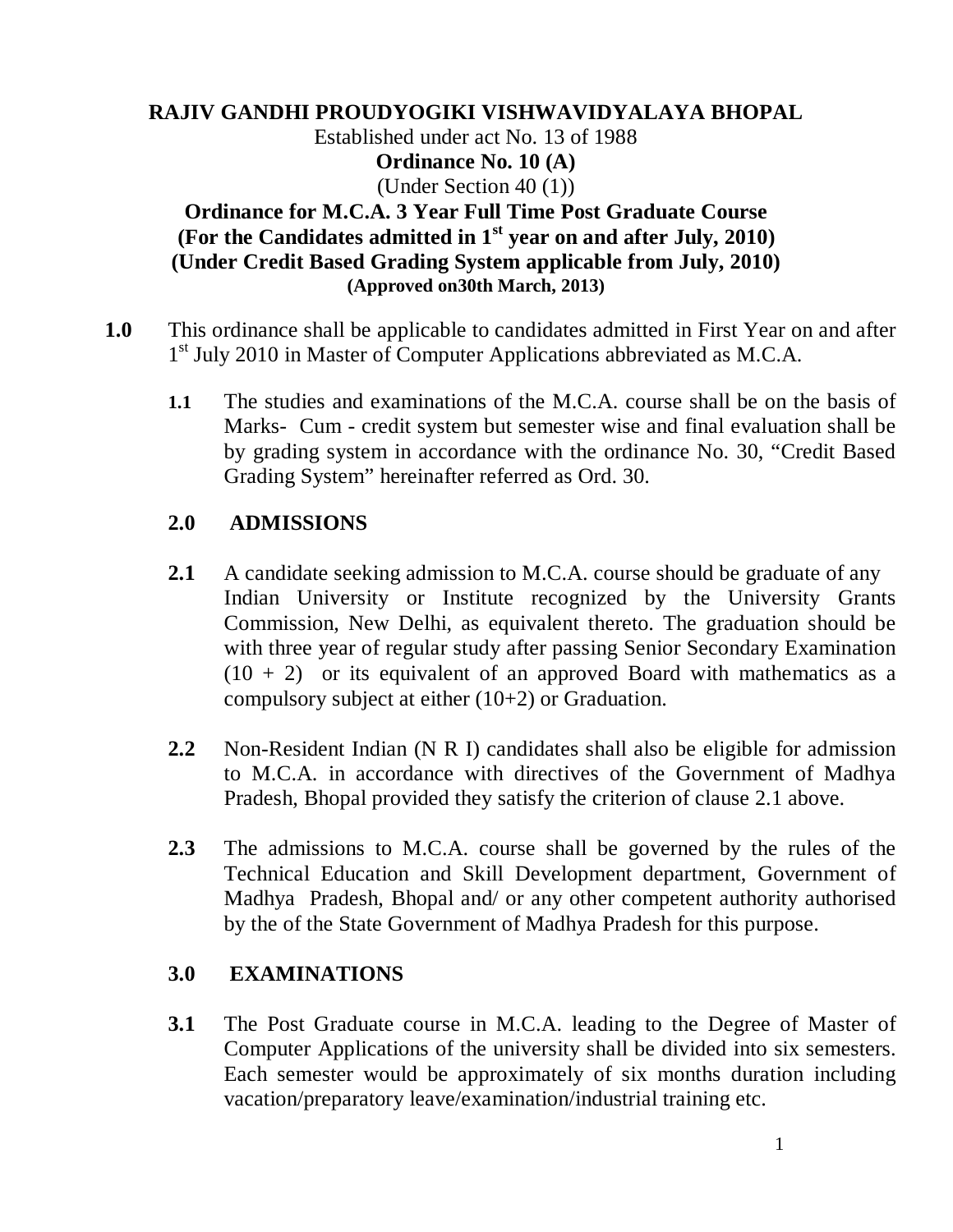**RAJIV GANDHI PROUDYOGIKI VISHWAVIDYALAYA BHOPAL**

Established under act No. 13 of 1988

**Ordinance No. 10 (A)**

(Under Section 40 (1))

# Ordinance for M.C.A. 3 Year Full Time Post Graduate Course (For the Candidates admitted in 1st year on and after July, 2010) (Under Credit Based Grading System applicable from July, 2010)

**(Approved on30th March, 2013)**

**1.0** This ordinance shall be applicable to candidates admitted in First Year on and after 1st July 2010 in Master of Computer Applications abbreviated as M.C.A.

**1.1** The studies and examinations of the M.C.A. course shall be on the basis of Marks- Cum - credit system but semester wise and final evaluation shall be by grading system in accordance with the ordinance No. 30, "Credit Based Grading System" hereinafter referred as Ord. 30.

## 2.0 ADMISSIONS

**2.1** A candidate seeking admission to M.C.A. course should be graduate of any Indian University or Institute recognized by the University Grants Commission, New Delhi, as equivalent thereto. The graduation should be with three year of regular study after passing Senior Secondary Examination (10 + 2) or its equivalent of an approved Board with mathematics as a compulsory subject at either (10+2) or Graduation.

**2.2** Non-Resident Indian (N R I) candidates shall also be eligible for admission to M.C.A. in accordance with directives of the Government of Madhya Pradesh, Bhopal provided they satisfy the criterion of clause 2.1 above.

**2.3** The admissions to M.C.A. course shall be governed by the rules of the Technical Education and Skill Development department, Government of Madhya Pradesh, Bhopal and/ or any other competent authority authorised by the of the State Government of Madhya Pradesh for this purpose.

## 3.0 EXAMINATIONS

**3.1** The Post Graduate course in M.C.A. leading to the Degree of Master of Computer Applications of the university shall be divided into six semesters. Each semester would be approximately of six months duration including vacation/preparatory leave/examination/industrial training etc.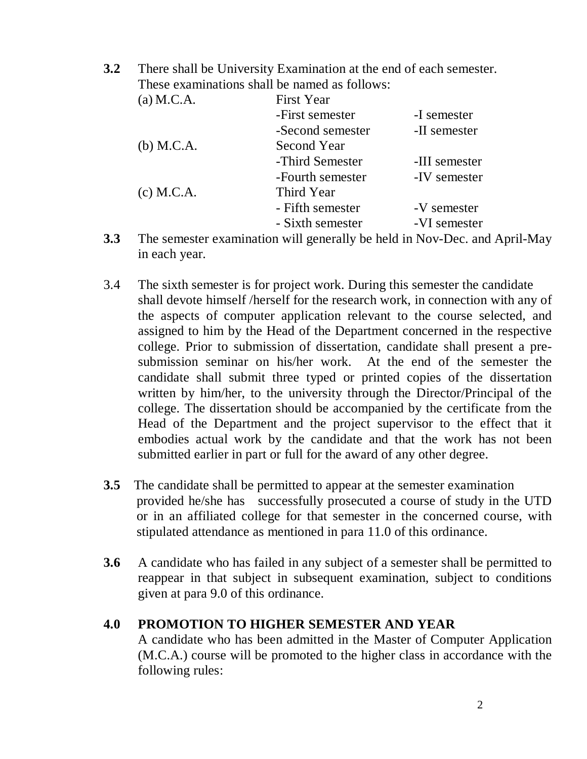**3.2** There shall be University Examination at the end of each semester. These examinations shall be named as follows:

| | | |
|---|---|---|
| (a) M.C.A. | First Year | |
| | -First semester | -I semester |
| | -Second semester | -II semester |
| (b) M.C.A. | Second Year | |
| | -Third Semester | -III semester |
| | -Fourth semester | -IV semester |
| (c) M.C.A. | Third Year | |
| | - Fifth semester | -V semester |
| | - Sixth semester | -VI semester |

**3.3** The semester examination will generally be held in Nov-Dec. and April-May in each year.

3.4 The sixth semester is for project work. During this semester the candidate shall devote himself /herself for the research work, in connection with any of the aspects of computer application relevant to the course selected, and assigned to him by the Head of the Department concerned in the respective college. Prior to submission of dissertation, candidate shall present a pre-submission seminar on his/her work. At the end of the semester the candidate shall submit three typed or printed copies of the dissertation written by him/her, to the university through the Director/Principal of the college. The dissertation should be accompanied by the certificate from the Head of the Department and the project supervisor to the effect that it embodies actual work by the candidate and that the work has not been submitted earlier in part or full for the award of any other degree.

**3.5** The candidate shall be permitted to appear at the semester examination provided he/she has successfully prosecuted a course of study in the UTD or in an affiliated college for that semester in the concerned course, with stipulated attendance as mentioned in para 11.0 of this ordinance.

**3.6** A candidate who has failed in any subject of a semester shall be permitted to reappear in that subject in subsequent examination, subject to conditions given at para 9.0 of this ordinance.

## 4.0 PROMOTION TO HIGHER SEMESTER AND YEAR

A candidate who has been admitted in the Master of Computer Application (M.C.A.) course will be promoted to the higher class in accordance with the following rules: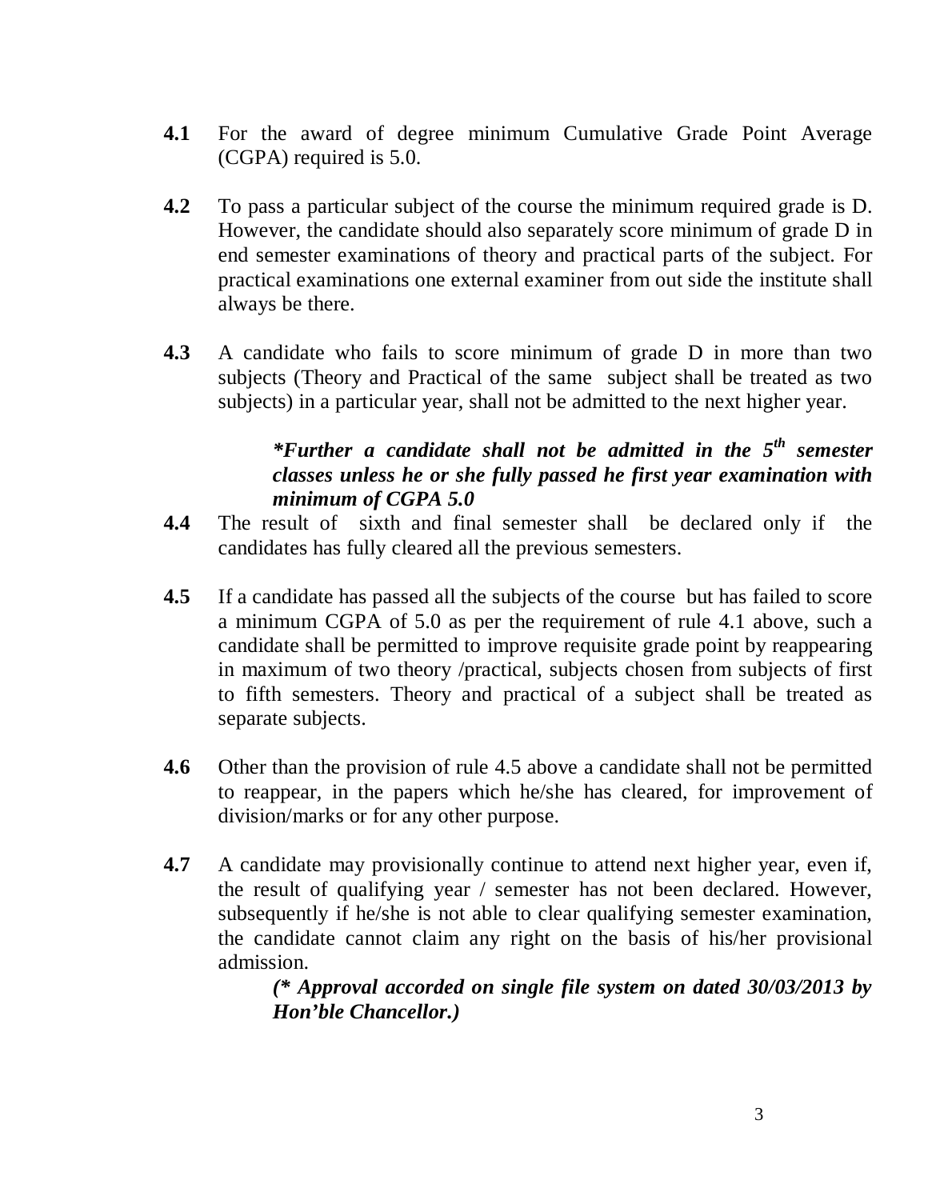**4.1** For the award of degree minimum Cumulative Grade Point Average (CGPA) required is 5.0.

**4.2** To pass a particular subject of the course the minimum required grade is D. However, the candidate should also separately score minimum of grade D in end semester examinations of theory and practical parts of the subject. For practical examinations one external examiner from out side the institute shall always be there.

**4.3** A candidate who fails to score minimum of grade D in more than two subjects (Theory and Practical of the same subject shall be treated as two subjects) in a particular year, shall not be admitted to the next higher year.

> ***Further a candidate shall not be admitted in the 5th semester classes unless he or she fully passed he first year examination with minimum of CGPA 5.0***

**4.4** The result of sixth and final semester shall be declared only if the candidates has fully cleared all the previous semesters.

**4.5** If a candidate has passed all the subjects of the course but has failed to score a minimum CGPA of 5.0 as per the requirement of rule 4.1 above, such a candidate shall be permitted to improve requisite grade point by reappearing in maximum of two theory /practical, subjects chosen from subjects of first to fifth semesters. Theory and practical of a subject shall be treated as separate subjects.

**4.6** Other than the provision of rule 4.5 above a candidate shall not be permitted to reappear, in the papers which he/she has cleared, for improvement of division/marks or for any other purpose.

**4.7** A candidate may provisionally continue to attend next higher year, even if, the result of qualifying year / semester has not been declared. However, subsequently if he/she is not able to clear qualifying semester examination, the candidate cannot claim any right on the basis of his/her provisional admission.

> ***(\* Approval accorded on single file system on dated 30/03/2013 by Hon'ble Chancellor.)***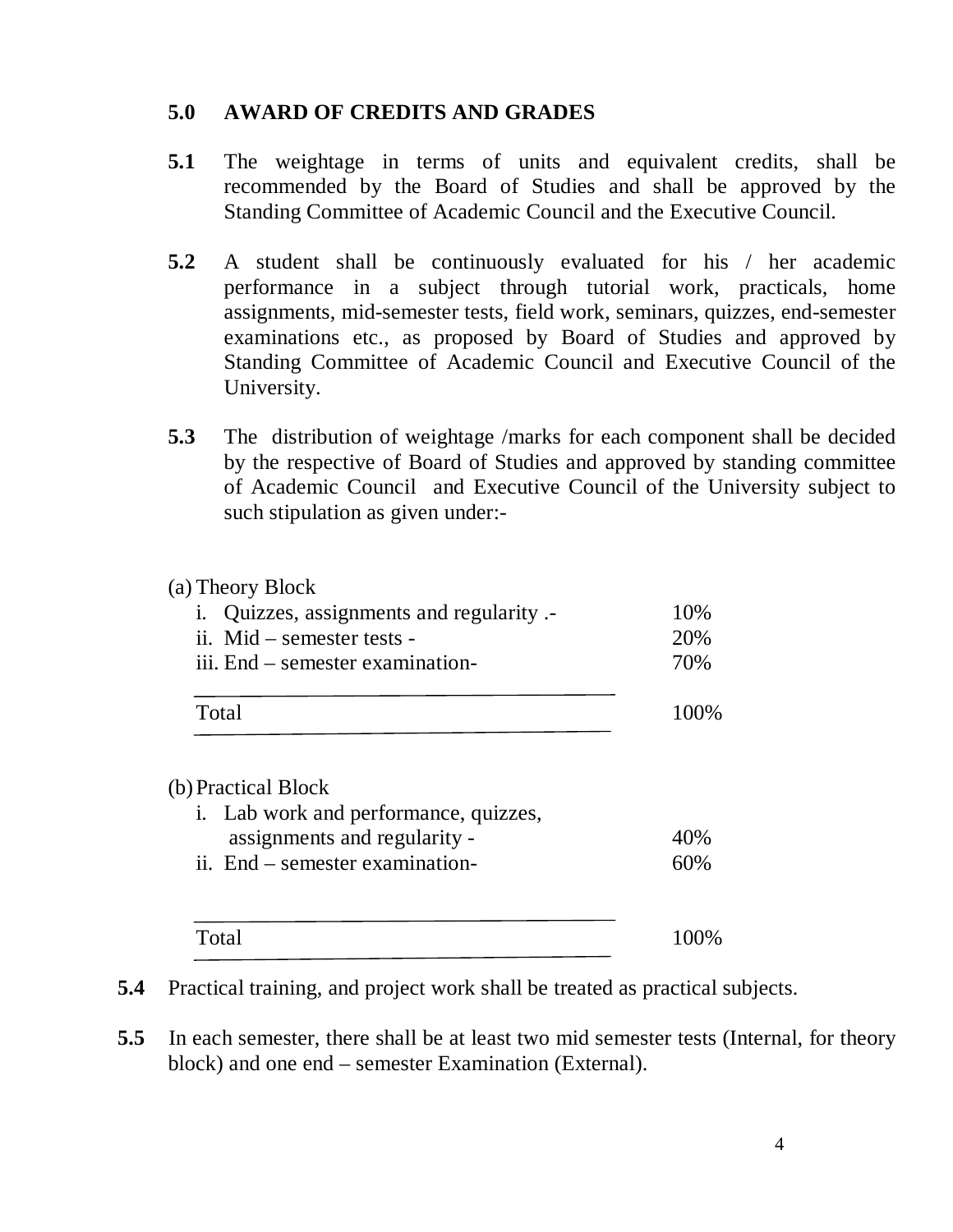## 5.0 AWARD OF CREDITS AND GRADES

**5.1** The weightage in terms of units and equivalent credits, shall be recommended by the Board of Studies and shall be approved by the Standing Committee of Academic Council and the Executive Council.

**5.2** A student shall be continuously evaluated for his / her academic performance in a subject through tutorial work, practicals, home assignments, mid-semester tests, field work, seminars, quizzes, end-semester examinations etc., as proposed by Board of Studies and approved by Standing Committee of Academic Council and Executive Council of the University.

**5.3** The distribution of weightage /marks for each component shall be decided by the respective of Board of Studies and approved by standing committee of Academic Council and Executive Council of the University subject to such stipulation as given under:-

(a) Theory Block

| | |
|---|---|
| i. Quizzes, assignments and regularity .- | 10% |
| ii. Mid – semester tests - | 20% |
| iii. End – semester examination- | 70% |
| Total | 100% |

(b) Practical Block

| | |
|---|---|
| i. Lab work and performance, quizzes, assignments and regularity - | 40% |
| ii. End – semester examination- | 60% |
| Total | 100% |

**5.4** Practical training, and project work shall be treated as practical subjects.

**5.5** In each semester, there shall be at least two mid semester tests (Internal, for theory block) and one end – semester Examination (External).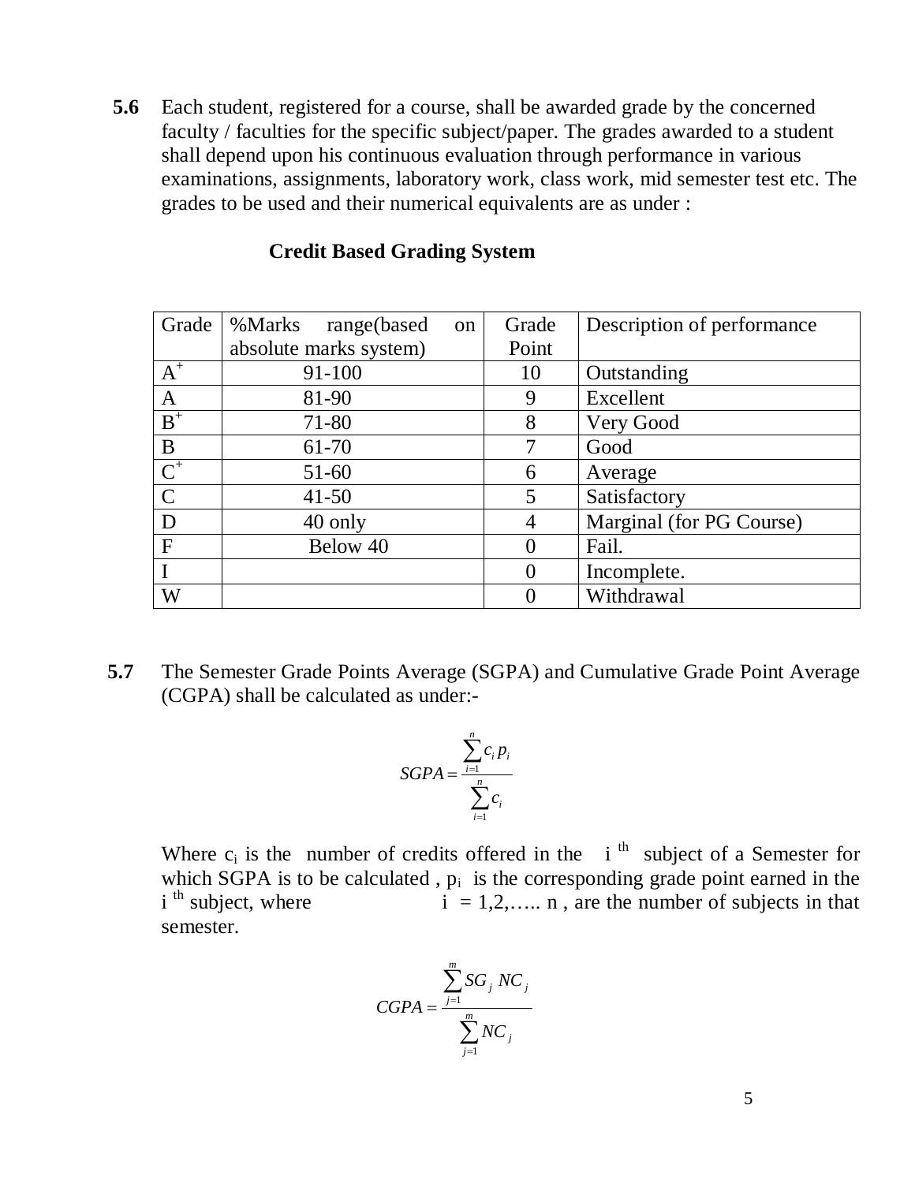**5.6** Each student, registered for a course, shall be awarded grade by the concerned faculty / faculties for the specific subject/paper. The grades awarded to a student shall depend upon his continuous evaluation through performance in various examinations, assignments, laboratory work, class work, mid semester test etc. The grades to be used and their numerical equivalents are as under :

**Credit Based Grading System**

| Grade | %Marks range(based on absolute marks system) | Grade Point | Description of performance |
|---|---|---|---|
| $A^+$ | 91-100 | 10 | Outstanding |
| A | 81-90 | 9 | Excellent |
| $B^+$ | 71-80 | 8 | Very Good |
| B | 61-70 | 7 | Good |
| $C^+$ | 51-60 | 6 | Average |
| C | 41-50 | 5 | Satisfactory |
| D | 40 only | 4 | Marginal (for PG Course) |
| F | Below 40 | 0 | Fail. |
| I | | 0 | Incomplete. |
| W | | 0 | Withdrawal |

**5.7** The Semester Grade Points Average (SGPA) and Cumulative Grade Point Average (CGPA) shall be calculated as under:-

$$SGPA = \frac{\sum_{i=1}^{n} c_i p_i}{\sum_{i=1}^{n} c_i}$$

Where $c_i$ is the number of credits offered in the $i^{th}$ subject of a Semester for which SGPA is to be calculated , $p_i$ is the corresponding grade point earned in the $i^{th}$ subject, where $i = 1,2,\ldots.. n$ , are the number of subjects in that semester.

$$CGPA = \frac{\sum_{j=1}^{m} SG_j \; NC_j}{\sum_{j=1}^{m} NC_j}$$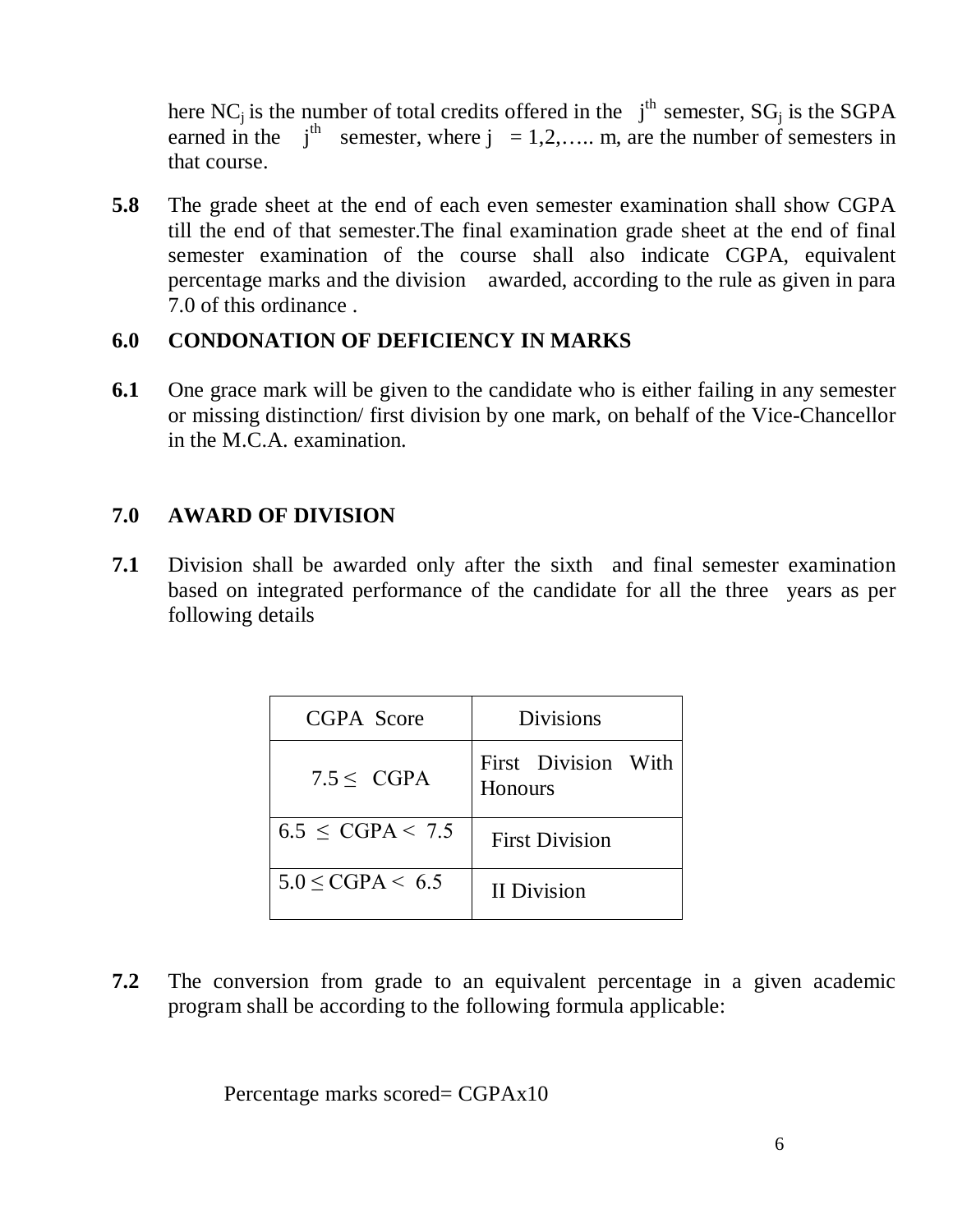here $NC_j$ is the number of total credits offered in the $j^{th}$ semester, $SG_j$ is the SGPA earned in the $j^{th}$ semester, where $j = 1,2,\ldots..\ m$, are the number of semesters in that course.

**5.8** The grade sheet at the end of each even semester examination shall show CGPA till the end of that semester.The final examination grade sheet at the end of final semester examination of the course shall also indicate CGPA, equivalent percentage marks and the division awarded, according to the rule as given in para 7.0 of this ordinance .

## 6.0 CONDONATION OF DEFICIENCY IN MARKS

**6.1** One grace mark will be given to the candidate who is either failing in any semester or missing distinction/ first division by one mark, on behalf of the Vice-Chancellor in the M.C.A. examination.

## 7.0 AWARD OF DIVISION

**7.1** Division shall be awarded only after the sixth and final semester examination based on integrated performance of the candidate for all the three years as per following details

| CGPA Score | Divisions |
|---|---|
| $7.5 \leq$ CGPA | First Division With Honours |
| $6.5 \leq$ CGPA $< 7.5$ | First Division |
| $5.0 \leq$ CGPA $< 6.5$ | II Division |

**7.2** The conversion from grade to an equivalent percentage in a given academic program shall be according to the following formula applicable:

Percentage marks scored= CGPAx10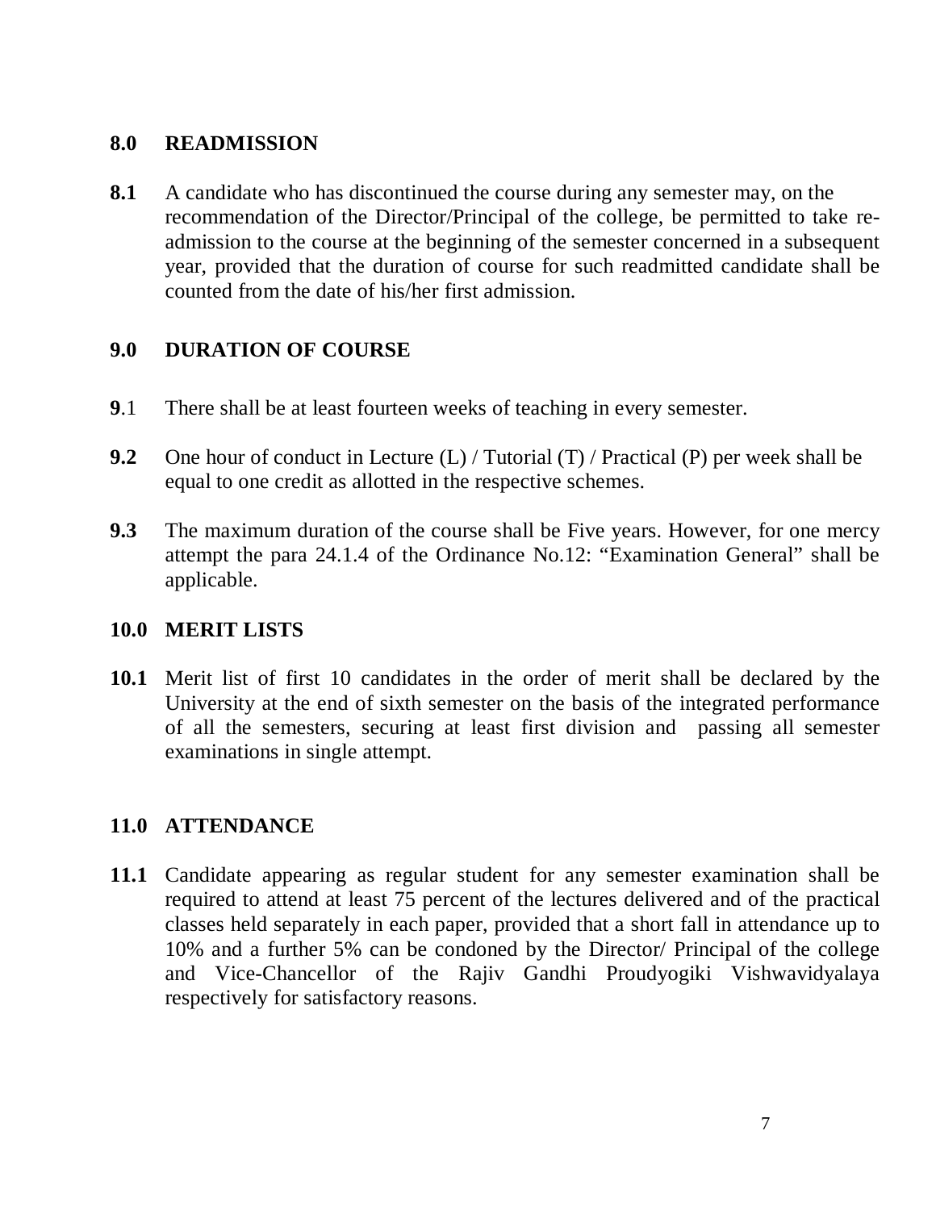## 8.0 READMISSION

**8.1** A candidate who has discontinued the course during any semester may, on the recommendation of the Director/Principal of the college, be permitted to take re-admission to the course at the beginning of the semester concerned in a subsequent year, provided that the duration of course for such readmitted candidate shall be counted from the date of his/her first admission.

## 9.0 DURATION OF COURSE

**9**.1 There shall be at least fourteen weeks of teaching in every semester.

**9.2** One hour of conduct in Lecture (L) / Tutorial (T) / Practical (P) per week shall be equal to one credit as allotted in the respective schemes.

**9.3** The maximum duration of the course shall be Five years. However, for one mercy attempt the para 24.1.4 of the Ordinance No.12: "Examination General" shall be applicable.

## 10.0 MERIT LISTS

**10.1** Merit list of first 10 candidates in the order of merit shall be declared by the University at the end of sixth semester on the basis of the integrated performance of all the semesters, securing at least first division and passing all semester examinations in single attempt.

## 11.0 ATTENDANCE

**11.1** Candidate appearing as regular student for any semester examination shall be required to attend at least 75 percent of the lectures delivered and of the practical classes held separately in each paper, provided that a short fall in attendance up to 10% and a further 5% can be condoned by the Director/ Principal of the college and Vice-Chancellor of the Rajiv Gandhi Proudyogiki Vishwavidyalaya respectively for satisfactory reasons.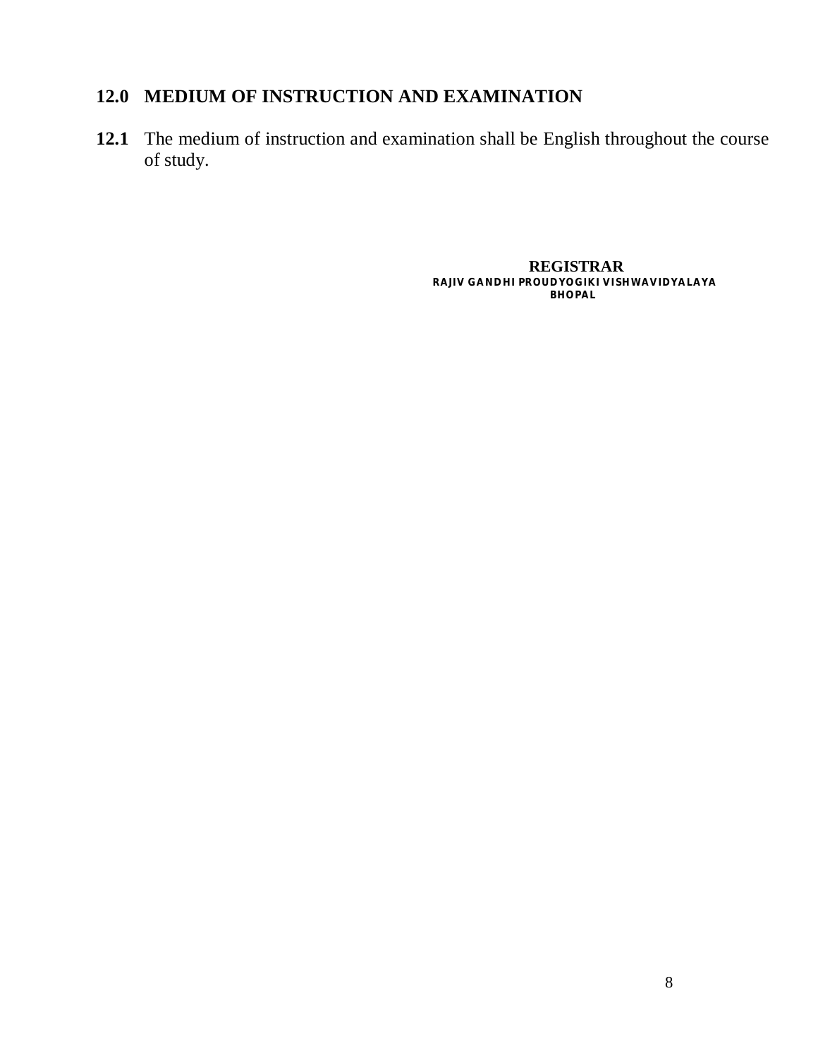## 12.0 MEDIUM OF INSTRUCTION AND EXAMINATION

**12.1** The medium of instruction and examination shall be English throughout the course of study.

**REGISTRAR**
**RAJIV GANDHI PROUDYOGIKI VISHWAVIDYALAYA**
**BHOPAL**